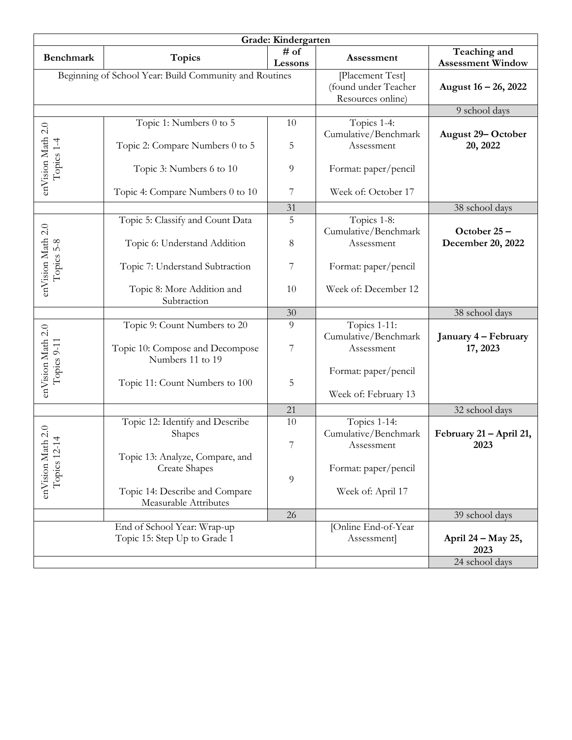| Grade: Kindergarten | | | | |
|---|---|---|---|---|
| **Benchmark** | **Topics** | **# of Lessons** | **Assessment** | **Teaching and Assessment Window** |
| Beginning of School Year: Build Community and Routines | | | [Placement Test] (found under Teacher Resources online) | **August 16 – 26, 2022** |
| | | | | 9 school days |
| enVision Math 2.0 Topics 1-4 | Topic 1: Numbers 0 to 5<br>Topic 2: Compare Numbers 0 to 5<br>Topic 3: Numbers 6 to 10<br>Topic 4: Compare Numbers 0 to 10 | 10<br>5<br>9<br>7 | Topics 1-4: Cumulative/Benchmark Assessment<br>Format: paper/pencil<br>Week of: October 17 | **August 29– October 20, 2022** |
| | | 31 | | 38 school days |
| enVision Math 2.0 Topics 5-8 | Topic 5: Classify and Count Data<br>Topic 6: Understand Addition<br>Topic 7: Understand Subtraction<br>Topic 8: More Addition and Subtraction | 5<br>8<br>7<br>10 | Topics 1-8: Cumulative/Benchmark Assessment<br>Format: paper/pencil<br>Week of: December 12 | **October 25 – December 20, 2022** |
| | | 30 | | 38 school days |
| enVision Math 2.0 Topics 9-11 | Topic 9: Count Numbers to 20<br>Topic 10: Compose and Decompose Numbers 11 to 19<br>Topic 11: Count Numbers to 100 | 9<br>7<br>5 | Topics 1-11: Cumulative/Benchmark Assessment<br>Format: paper/pencil<br>Week of: February 13 | **January 4 – February 17, 2023** |
| | | 21 | | 32 school days |
| enVision Math 2.0 Topics 12-14 | Topic 12: Identify and Describe Shapes<br>Topic 13: Analyze, Compare, and Create Shapes<br>Topic 14: Describe and Compare Measurable Attributes | 10<br>7<br>9 | Topics 1-14: Cumulative/Benchmark Assessment<br>Format: paper/pencil<br>Week of: April 17 | **February 21 – April 21, 2023** |
| | | 26 | | 39 school days |
| End of School Year: Wrap-up<br>Topic 15: Step Up to Grade 1 | | | [Online End-of-Year Assessment] | **April 24 – May 25, 2023** |
| | | | | 24 school days |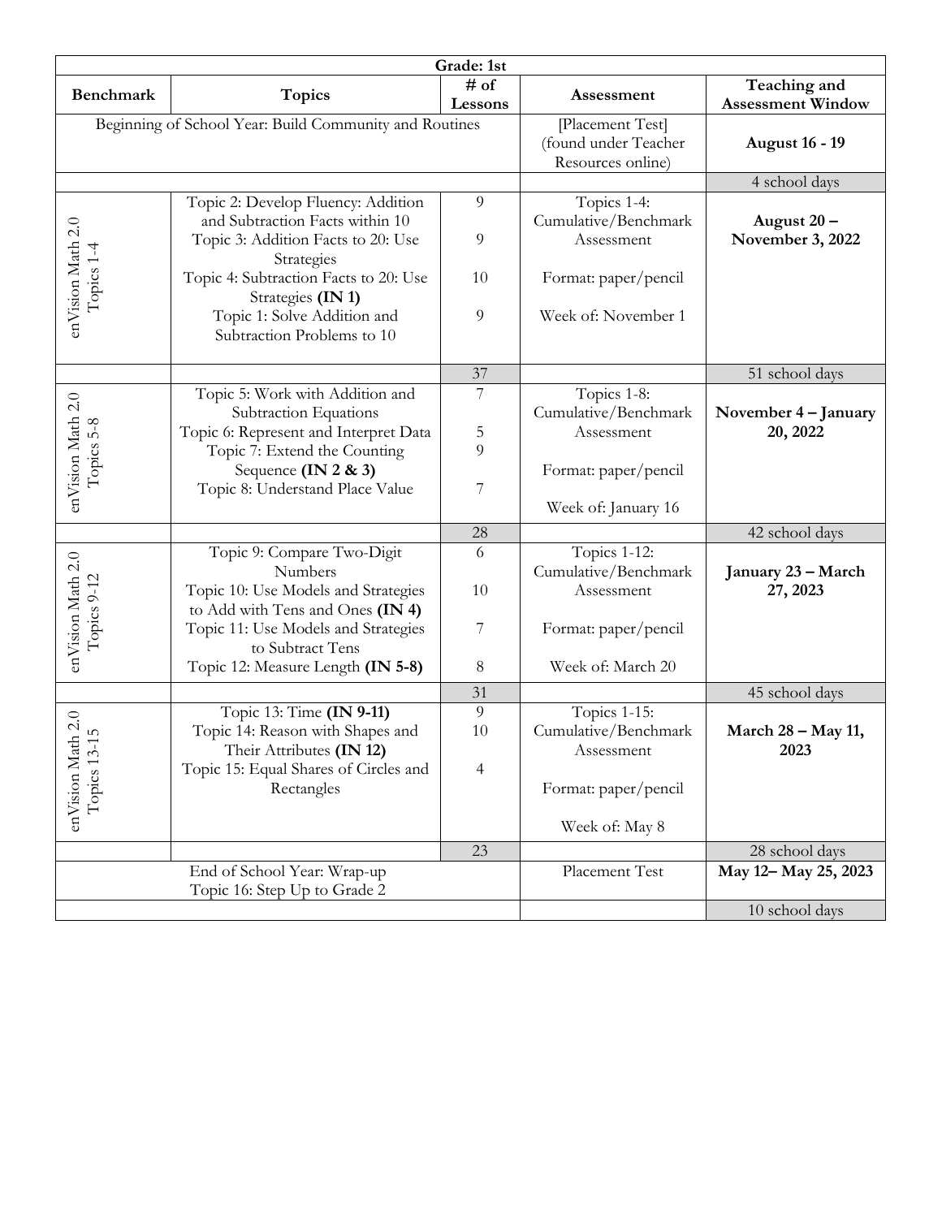| Grade: 1st | | | | |
|---|---|---|---|---|
| **Benchmark** | **Topics** | **# of Lessons** | **Assessment** | **Teaching and Assessment Window** |
| Beginning of School Year: Build Community and Routines | | | [Placement Test] (found under Teacher Resources online) | **August 16 - 19** |
| | | | | 4 school days |
| enVision Math 2.0 Topics 1-4 | Topic 2: Develop Fluency: Addition and Subtraction Facts within 10<br>Topic 3: Addition Facts to 20: Use Strategies<br>Topic 4: Subtraction Facts to 20: Use Strategies **(IN 1)**<br>Topic 1: Solve Addition and Subtraction Problems to 10 | 9<br>9<br>10<br>9 | Topics 1-4: Cumulative/Benchmark Assessment<br>Format: paper/pencil<br>Week of: November 1 | **August 20 – November 3, 2022** |
| | | 37 | | 51 school days |
| enVision Math 2.0 Topics 5-8 | Topic 5: Work with Addition and Subtraction Equations<br>Topic 6: Represent and Interpret Data<br>Topic 7: Extend the Counting Sequence **(IN 2 & 3)**<br>Topic 8: Understand Place Value | 7<br>5<br>9<br>7 | Topics 1-8: Cumulative/Benchmark Assessment<br>Format: paper/pencil<br>Week of: January 16 | **November 4 – January 20, 2022** |
| | | 28 | | 42 school days |
| enVision Math 2.0 Topics 9-12 | Topic 9: Compare Two-Digit Numbers<br>Topic 10: Use Models and Strategies to Add with Tens and Ones **(IN 4)**<br>Topic 11: Use Models and Strategies to Subtract Tens<br>Topic 12: Measure Length **(IN 5-8)** | 6<br>10<br>7<br>8 | Topics 1-12: Cumulative/Benchmark Assessment<br>Format: paper/pencil<br>Week of: March 20 | **January 23 – March 27, 2023** |
| | | 31 | | 45 school days |
| enVision Math 2.0 Topics 13-15 | Topic 13: Time **(IN 9-11)**<br>Topic 14: Reason with Shapes and Their Attributes **(IN 12)**<br>Topic 15: Equal Shares of Circles and Rectangles | 9<br>10<br>4 | Topics 1-15: Cumulative/Benchmark Assessment<br>Format: paper/pencil<br>Week of: May 8 | **March 28 – May 11, 2023** |
| | | 23 | | 28 school days |
| End of School Year: Wrap-up<br>Topic 16: Step Up to Grade 2 | | | Placement Test | **May 12– May 25, 2023** |
| | | | | 10 school days |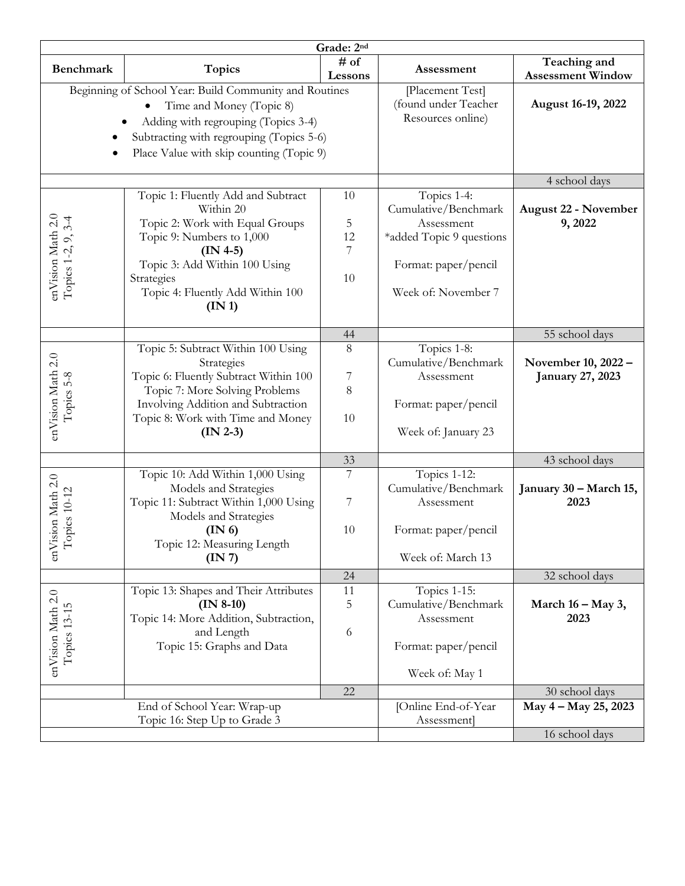| Grade: 2nd | | | | |
|---|---|---|---|---|
| **Benchmark** | **Topics** | **# of Lessons** | **Assessment** | **Teaching and Assessment Window** |
| Beginning of School Year: Build Community and Routines<br>• Time and Money (Topic 8)<br>• Adding with regrouping (Topics 3-4)<br>• Subtracting with regrouping (Topics 5-6)<br>• Place Value with skip counting (Topic 9) | | | [Placement Test] (found under Teacher Resources online) | **August 16-19, 2022** |
| | | | | 4 school days |
| enVision Math 2.0 Topics 1-2, 9, 3-4 | Topic 1: Fluently Add and Subtract Within 20<br>Topic 2: Work with Equal Groups<br>Topic 9: Numbers to 1,000 **(IN 4-5)**<br>Topic 3: Add Within 100 Using Strategies<br>Topic 4: Fluently Add Within 100 **(IN 1)** | 10<br>5<br>12<br>7<br>10 | Topics 1-4: Cumulative/Benchmark Assessment<br>*added Topic 9 questions<br>Format: paper/pencil<br>Week of: November 7 | **August 22 - November 9, 2022** |
| | | 44 | | 55 school days |
| enVision Math 2.0 Topics 5-8 | Topic 5: Subtract Within 100 Using Strategies<br>Topic 6: Fluently Subtract Within 100<br>Topic 7: More Solving Problems Involving Addition and Subtraction<br>Topic 8: Work with Time and Money **(IN 2-3)** | 8<br>7<br>8<br>10 | Topics 1-8: Cumulative/Benchmark Assessment<br>Format: paper/pencil<br>Week of: January 23 | **November 10, 2022 – January 27, 2023** |
| | | 33 | | 43 school days |
| enVision Math 2.0 Topics 10-12 | Topic 10: Add Within 1,000 Using Models and Strategies<br>Topic 11: Subtract Within 1,000 Using Models and Strategies **(IN 6)**<br>Topic 12: Measuring Length **(IN 7)** | 7<br>7<br>10 | Topics 1-12: Cumulative/Benchmark Assessment<br>Format: paper/pencil<br>Week of: March 13 | **January 30 – March 15, 2023** |
| | | 24 | | 32 school days |
| enVision Math 2.0 Topics 13-15 | Topic 13: Shapes and Their Attributes **(IN 8-10)**<br>Topic 14: More Addition, Subtraction, and Length<br>Topic 15: Graphs and Data | 11<br>5<br>6 | Topics 1-15: Cumulative/Benchmark Assessment<br>Format: paper/pencil<br>Week of: May 1 | **March 16 – May 3, 2023** |
| | | 22 | | 30 school days |
| End of School Year: Wrap-up<br>Topic 16: Step Up to Grade 3 | | | [Online End-of-Year Assessment] | **May 4 – May 25, 2023** |
| | | | | 16 school days |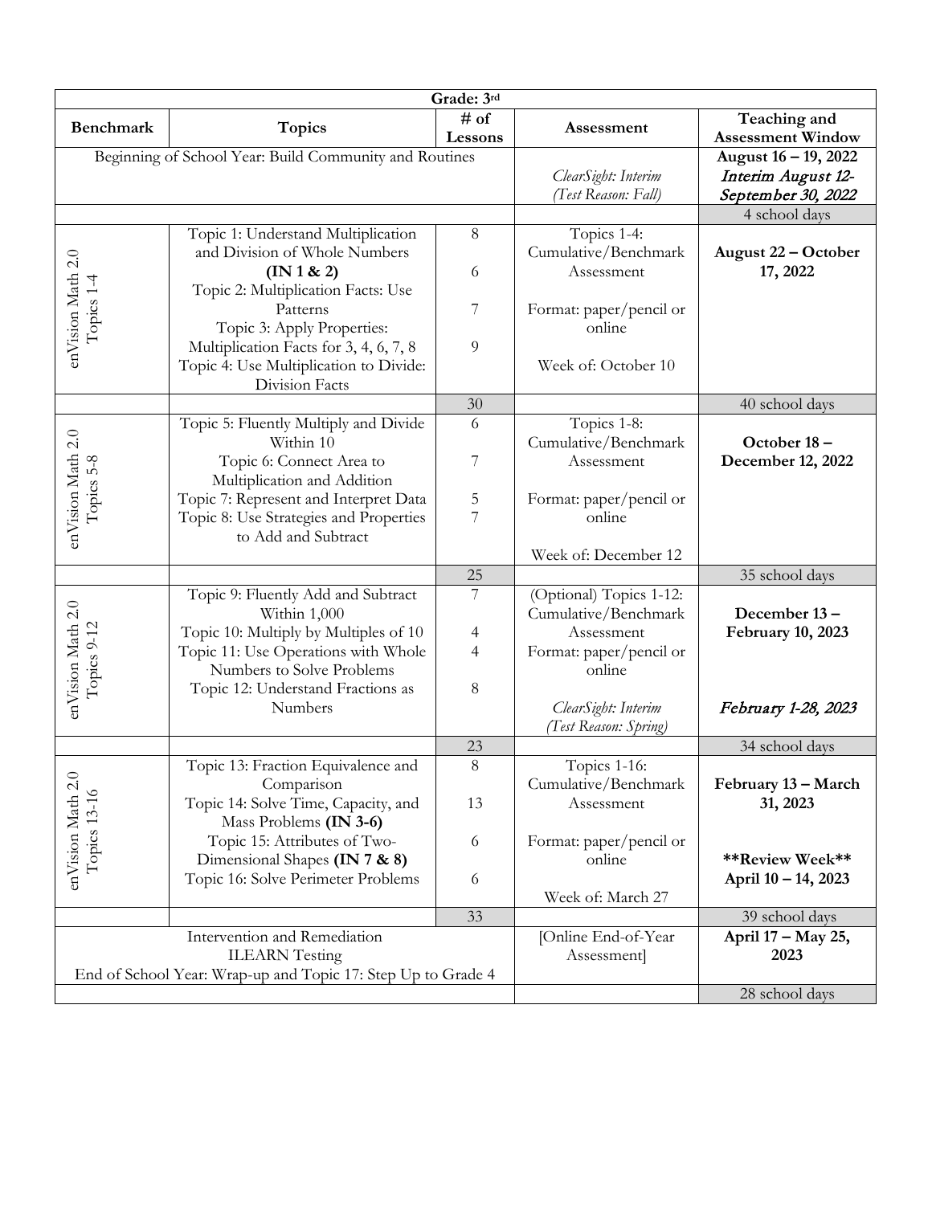| Grade: 3rd | | | | |
|---|---|---|---|---|
| **Benchmark** | **Topics** | **# of Lessons** | **Assessment** | **Teaching and Assessment Window** |
| Beginning of School Year: Build Community and Routines | | | *ClearSight: Interim (Test Reason: Fall)* | **August 16 – 19, 2022** *Interim August 12-September 30, 2022* |
| | | | | 4 school days |
| enVision Math 2.0 Topics 1-4 | Topic 1: Understand Multiplication and Division of Whole Numbers **(IN 1 & 2)**<br>Topic 2: Multiplication Facts: Use Patterns<br>Topic 3: Apply Properties: Multiplication Facts for 3, 4, 6, 7, 8<br>Topic 4: Use Multiplication to Divide: Division Facts | 8<br>6<br>7<br>9 | Topics 1-4: Cumulative/Benchmark Assessment<br>Format: paper/pencil or online<br>Week of: October 10 | **August 22 – October 17, 2022** |
| | | 30 | | 40 school days |
| enVision Math 2.0 Topics 5-8 | Topic 5: Fluently Multiply and Divide Within 10<br>Topic 6: Connect Area to Multiplication and Addition<br>Topic 7: Represent and Interpret Data<br>Topic 8: Use Strategies and Properties to Add and Subtract | 6<br>7<br>5<br>7 | Topics 1-8: Cumulative/Benchmark Assessment<br>Format: paper/pencil or online<br>Week of: December 12 | **October 18 – December 12, 2022** |
| | | 25 | | 35 school days |
| enVision Math 2.0 Topics 9-12 | Topic 9: Fluently Add and Subtract Within 1,000<br>Topic 10: Multiply by Multiples of 10<br>Topic 11: Use Operations with Whole Numbers to Solve Problems<br>Topic 12: Understand Fractions as Numbers | 7<br>4<br>4<br>8 | (Optional) Topics 1-12: Cumulative/Benchmark Assessment<br>Format: paper/pencil or online<br>*ClearSight: Interim (Test Reason: Spring)* | **December 13 – February 10, 2023**<br>*February 1-28, 2023* |
| | | 23 | | 34 school days |
| enVision Math 2.0 Topics 13-16 | Topic 13: Fraction Equivalence and Comparison<br>Topic 14: Solve Time, Capacity, and Mass Problems **(IN 3-6)**<br>Topic 15: Attributes of Two-Dimensional Shapes **(IN 7 & 8)**<br>Topic 16: Solve Perimeter Problems | 8<br>13<br>6<br>6 | Topics 1-16: Cumulative/Benchmark Assessment<br>Format: paper/pencil or online<br>Week of: March 27 | **February 13 – March 31, 2023**<br>**\*\*Review Week\*\***<br>**April 10 – 14, 2023** |
| | | 33 | | 39 school days |
| Intervention and Remediation<br>ILEARN Testing<br>End of School Year: Wrap-up and Topic 17: Step Up to Grade 4 | | | [Online End-of-Year Assessment] | **April 17 – May 25, 2023** |
| | | | | 28 school days |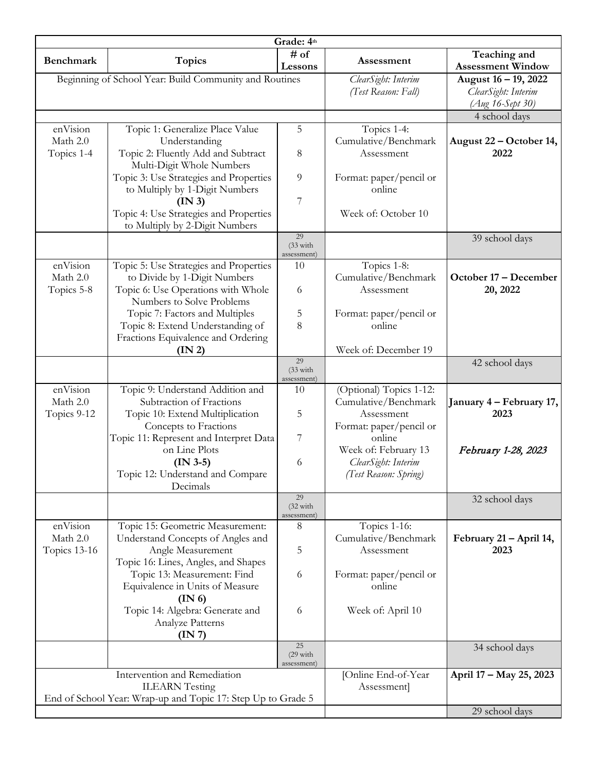| Grade: 4th | | | | |
|---|---|---|---|---|
| **Benchmark** | **Topics** | **# of Lessons** | **Assessment** | **Teaching and Assessment Window** |
| Beginning of School Year: Build Community and Routines | | | *ClearSight: Interim (Test Reason: Fall)* | **August 16 – 19, 2022** *ClearSight: Interim (Aug 16-Sept 30)* |
| | | | | 4 school days |
| enVision Math 2.0 Topics 1-4 | Topic 1: Generalize Place Value Understanding<br>Topic 2: Fluently Add and Subtract Multi-Digit Whole Numbers<br>Topic 3: Use Strategies and Properties to Multiply by 1-Digit Numbers **(IN 3)**<br>Topic 4: Use Strategies and Properties to Multiply by 2-Digit Numbers | 5<br>8<br>9<br>7 | Topics 1-4: Cumulative/Benchmark Assessment<br><br>Format: paper/pencil or online<br><br>Week of: October 10 | **August 22 – October 14, 2022** |
| | | 29 (33 with assessment) | | 39 school days |
| enVision Math 2.0 Topics 5-8 | Topic 5: Use Strategies and Properties to Divide by 1-Digit Numbers<br>Topic 6: Use Operations with Whole Numbers to Solve Problems<br>Topic 7: Factors and Multiples<br>Topic 8: Extend Understanding of Fractions Equivalence and Ordering **(IN 2)** | 10<br>6<br>5<br>8 | Topics 1-8: Cumulative/Benchmark Assessment<br><br>Format: paper/pencil or online<br><br>Week of: December 19 | **October 17 – December 20, 2022** |
| | | 29 (33 with assessment) | | 42 school days |
| enVision Math 2.0 Topics 9-12 | Topic 9: Understand Addition and Subtraction of Fractions<br>Topic 10: Extend Multiplication Concepts to Fractions<br>Topic 11: Represent and Interpret Data on Line Plots **(IN 3-5)**<br>Topic 12: Understand and Compare Decimals | 10<br>5<br>7<br>6 | (Optional) Topics 1-12: Cumulative/Benchmark Assessment<br>Format: paper/pencil or online<br>Week of: February 13<br>*ClearSight: Interim (Test Reason: Spring)* | **January 4 – February 17, 2023**<br><br>*February 1-28, 2023* |
| | | 29 (32 with assessment) | | 32 school days |
| enVision Math 2.0 Topics 13-16 | Topic 15: Geometric Measurement: Understand Concepts of Angles and Angle Measurement<br>Topic 16: Lines, Angles, and Shapes<br>Topic 13: Measurement: Find Equivalence in Units of Measure **(IN 6)**<br>Topic 14: Algebra: Generate and Analyze Patterns **(IN 7)** | 8<br>5<br>6<br>6 | Topics 1-16: Cumulative/Benchmark Assessment<br><br>Format: paper/pencil or online<br><br>Week of: April 10 | **February 21 – April 14, 2023** |
| | | 25 (29 with assessment) | | 34 school days |
| Intervention and Remediation<br>ILEARN Testing<br>End of School Year: Wrap-up and Topic 17: Step Up to Grade 5 | | | [Online End-of-Year Assessment] | **April 17 – May 25, 2023** |
| | | | | 29 school days |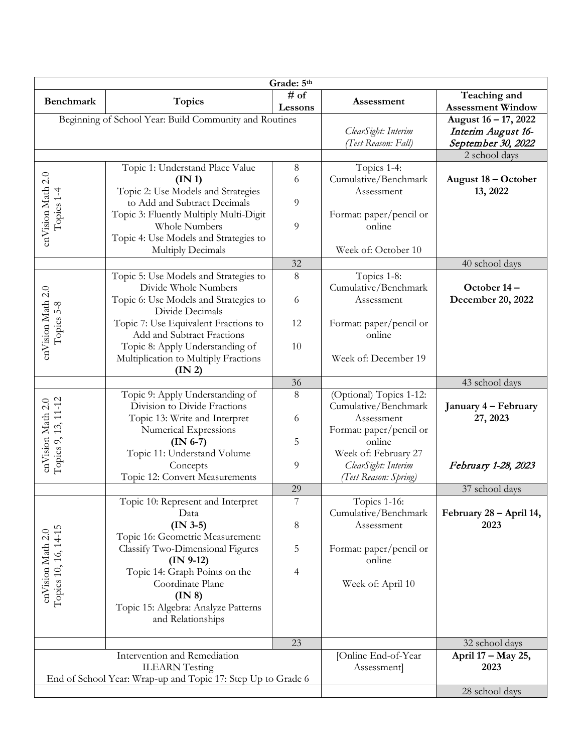| Grade: 5th | | | | |
|---|---|---|---|---|
| **Benchmark** | **Topics** | **# of Lessons** | **Assessment** | **Teaching and Assessment Window** |
| Beginning of School Year: Build Community and Routines | | | *ClearSight: Interim (Test Reason: Fall)* | **August 16 – 17, 2022** *Interim August 16-September 30, 2022* |
| | | | | 2 school days |
| enVision Math 2.0 Topics 1-4 | Topic 1: Understand Place Value **(IN 1)** Topic 2: Use Models and Strategies to Add and Subtract Decimals Topic 3: Fluently Multiply Multi-Digit Whole Numbers Topic 4: Use Models and Strategies to Multiply Decimals | 8 6 9 9 | Topics 1-4: Cumulative/Benchmark Assessment Format: paper/pencil or online Week of: October 10 | **August 18 – October 13, 2022** |
| | | 32 | | 40 school days |
| enVision Math 2.0 Topics 5-8 | Topic 5: Use Models and Strategies to Divide Whole Numbers Topic 6: Use Models and Strategies to Divide Decimals Topic 7: Use Equivalent Fractions to Add and Subtract Fractions Topic 8: Apply Understanding of Multiplication to Multiply Fractions **(IN 2)** | 8 6 12 10 | Topics 1-8: Cumulative/Benchmark Assessment Format: paper/pencil or online Week of: December 19 | **October 14 – December 20, 2022** |
| | | 36 | | 43 school days |
| enVision Math 2.0 Topics 9, 13, 11-12 | Topic 9: Apply Understanding of Division to Divide Fractions Topic 13: Write and Interpret Numerical Expressions **(IN 6-7)** Topic 11: Understand Volume Concepts Topic 12: Convert Measurements | 8 6 5 9 | (Optional) Topics 1-12: Cumulative/Benchmark Assessment Format: paper/pencil or online Week of: February 27 *ClearSight: Interim (Test Reason: Spring)* | **January 4 – February 27, 2023** *February 1-28, 2023* |
| | | 29 | | 37 school days |
| enVision Math 2.0 Topics 10, 16, 14-15 | Topic 10: Represent and Interpret Data **(IN 3-5)** Topic 16: Geometric Measurement: Classify Two-Dimensional Figures **(IN 9-12)** Topic 14: Graph Points on the Coordinate Plane **(IN 8)** Topic 15: Algebra: Analyze Patterns and Relationships | 7 8 5 4 | Topics 1-16: Cumulative/Benchmark Assessment Format: paper/pencil or online Week of: April 10 | **February 28 – April 14, 2023** |
| | | 23 | | 32 school days |
| Intervention and Remediation ILEARN Testing End of School Year: Wrap-up and Topic 17: Step Up to Grade 6 | | | [Online End-of-Year Assessment] | **April 17 – May 25, 2023** |
| | | | | 28 school days |